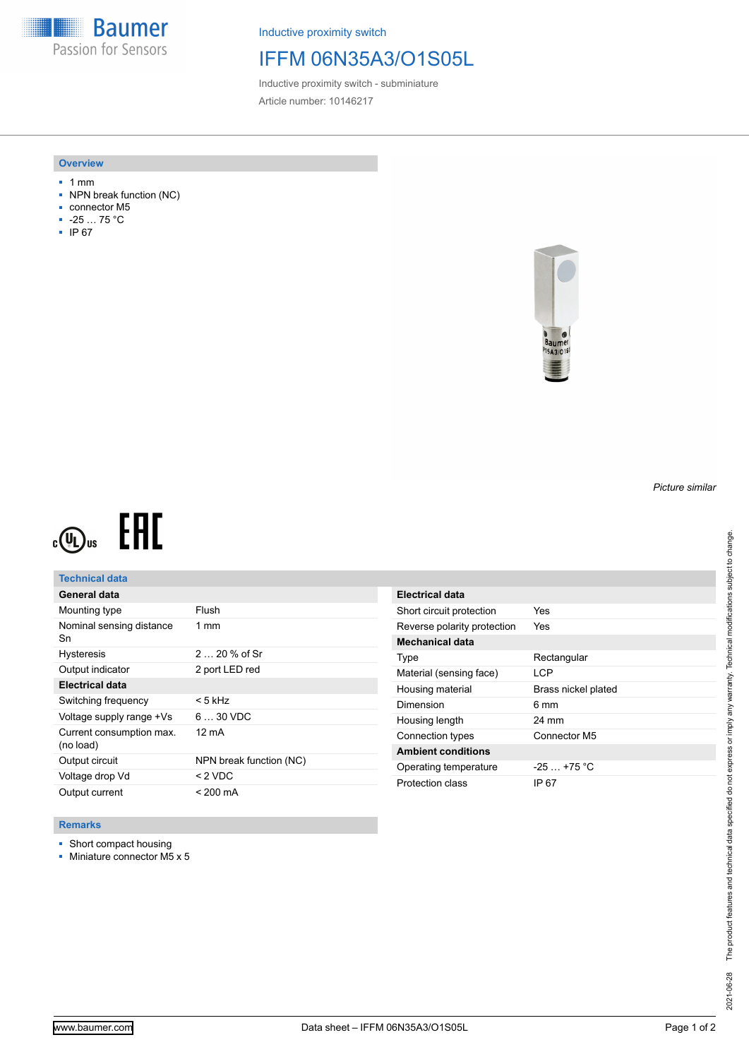Baumer
Passion for Sensors

Inductive proximity switch

# IFFM 06N35A3/O1S05L

Inductive proximity switch - subminiature

Article number: 10146217

## Overview

- 1 mm
- NPN break function (NC)
- connector M5
- -25 … 75 °C
- IP 67

*Picture similar*

## Technical data

| General data | |
|---|---|
| Mounting type | Flush |
| Nominal sensing distance Sn | 1 mm |
| Hysteresis | 2 … 20 % of Sr |
| Output indicator | 2 port LED red |
| **Electrical data** | |
| Switching frequency | < 5 kHz |
| Voltage supply range +Vs | 6 … 30 VDC |
| Current consumption max. (no load) | 12 mA |
| Output circuit | NPN break function (NC) |
| Voltage drop Vd | < 2 VDC |
| Output current | < 200 mA |

| Electrical data | |
|---|---|
| Short circuit protection | Yes |
| Reverse polarity protection | Yes |
| **Mechanical data** | |
| Type | Rectangular |
| Material (sensing face) | LCP |
| Housing material | Brass nickel plated |
| Dimension | 6 mm |
| Housing length | 24 mm |
| Connection types | Connector M5 |
| **Ambient conditions** | |
| Operating temperature | -25 … +75 °C |
| Protection class | IP 67 |

## Remarks

- Short compact housing
- Miniature connector M5 x 5

2021-06-28 The product features and technical data specified do not express or imply any warranty. Technical modifications subject to change.

www.baumer.com Data sheet – IFFM 06N35A3/O1S05L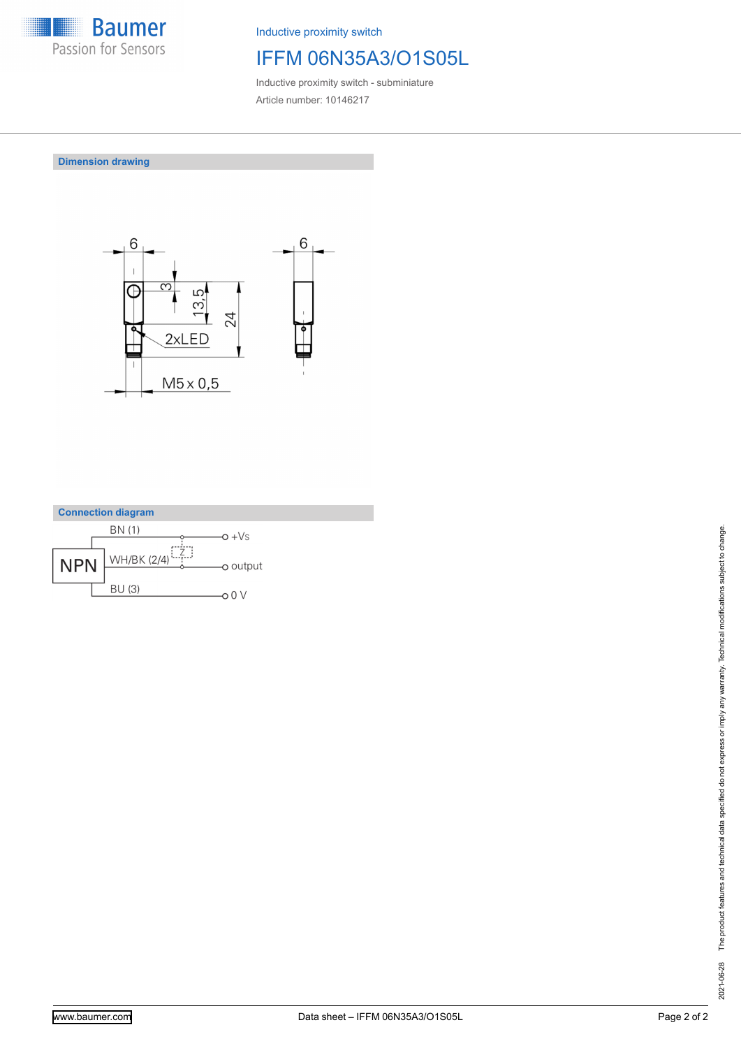Inductive proximity switch

# IFFM 06N35A3/O1S05L

Inductive proximity switch - subminiature

Article number: 10146217

## Dimension drawing

6

6

3

13,5

24

2xLED

M5 x 0,5

## Connection diagram

NPN

BN (1)

+Vs

WH/BK (2/4)

Z

output

BU (3)

0 V

2021-06-28 The product features and technical data specified do not express or imply any warranty. Technical modifications subject to change.